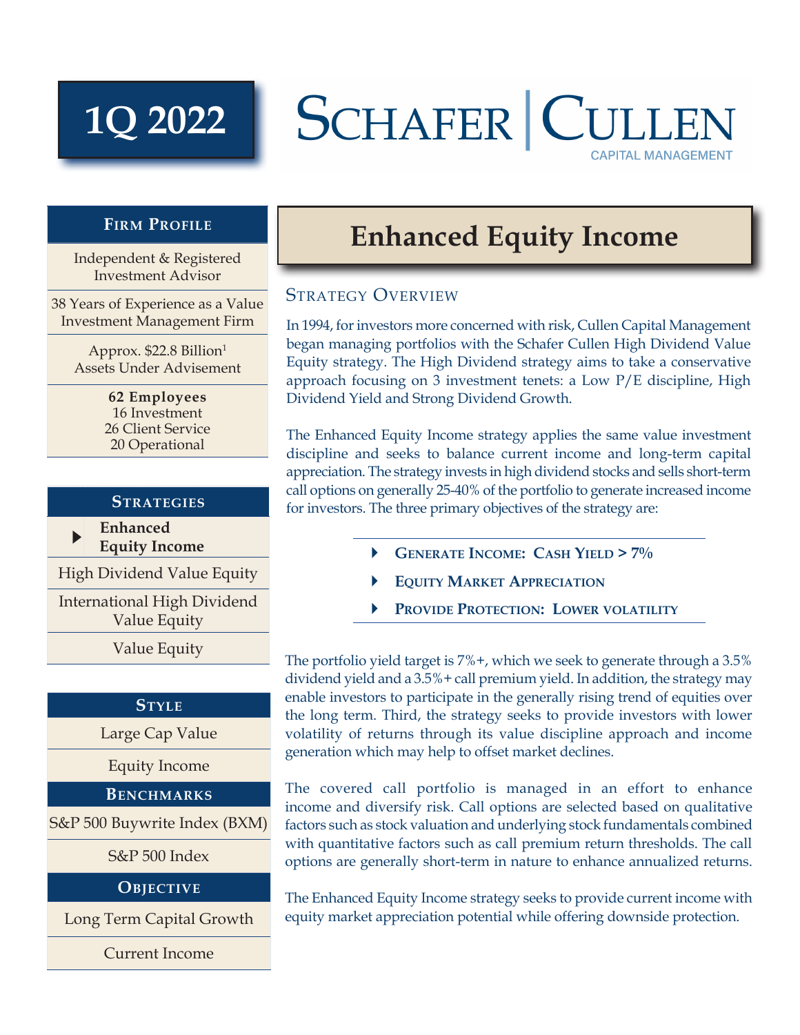# 1Q 2022

# SCHAFER | CULLEN
CAPITAL MANAGEMENT

## Enhanced Equity Income

### Strategy Overview

In 1994, for investors more concerned with risk, Cullen Capital Management began managing portfolios with the Schafer Cullen High Dividend Value Equity strategy. The High Dividend strategy aims to take a conservative approach focusing on 3 investment tenets: a Low P/E discipline, High Dividend Yield and Strong Dividend Growth.

The Enhanced Equity Income strategy applies the same value investment discipline and seeks to balance current income and long-term capital appreciation. The strategy invests in high dividend stocks and sells short-term call options on generally 25-40% of the portfolio to generate increased income for investors. The three primary objectives of the strategy are:

- **Generate Income: Cash Yield > 7%**
- **Equity Market Appreciation**
- **Provide Protection: Lower volatility**

The portfolio yield target is 7%+, which we seek to generate through a 3.5% dividend yield and a 3.5%+ call premium yield. In addition, the strategy may enable investors to participate in the generally rising trend of equities over the long term. Third, the strategy seeks to provide investors with lower volatility of returns through its value discipline approach and income generation which may help to offset market declines.

The covered call portfolio is managed in an effort to enhance income and diversify risk. Call options are selected based on qualitative factors such as stock valuation and underlying stock fundamentals combined with quantitative factors such as call premium return thresholds. The call options are generally short-term in nature to enhance annualized returns.

The Enhanced Equity Income strategy seeks to provide current income with equity market appreciation potential while offering downside protection.

### Firm Profile

- Independent & Registered Investment Advisor
- 38 Years of Experience as a Value Investment Management Firm
- Approx. $22.8 Billion[1] Assets Under Advisement
- **62 Employees**
  - 16 Investment
  - 26 Client Service
  - 20 Operational

### Strategies

- **Enhanced Equity Income**
- High Dividend Value Equity
- International High Dividend Value Equity
- Value Equity

### Style

- Large Cap Value
- Equity Income

### Benchmarks

- S&P 500 Buywrite Index (BXM)
- S&P 500 Index

### Objective

- Long Term Capital Growth
- Current Income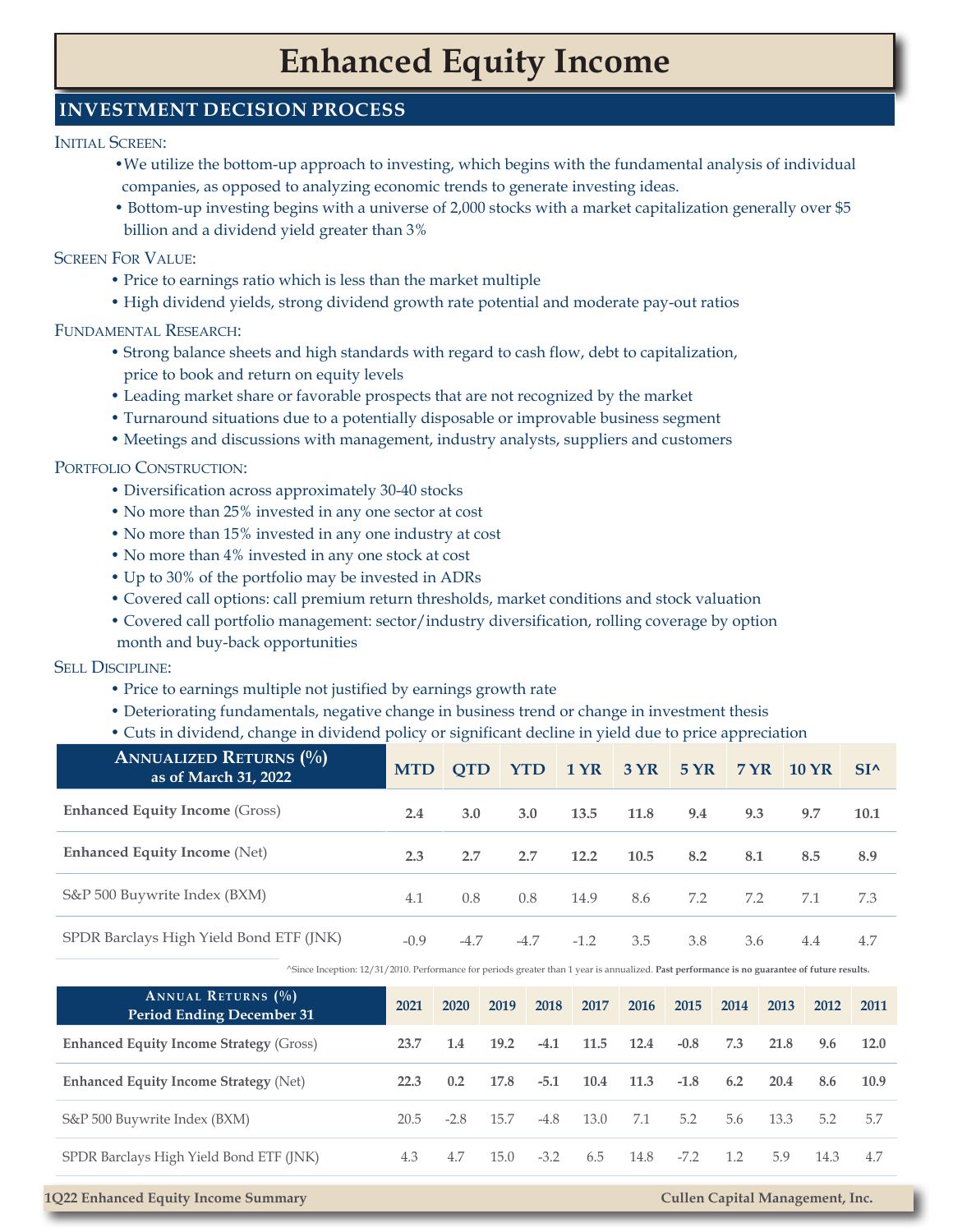# Enhanced Equity Income

## INVESTMENT DECISION PROCESS

### Initial Screen:

- We utilize the bottom-up approach to investing, which begins with the fundamental analysis of individual companies, as opposed to analyzing economic trends to generate investing ideas.
- Bottom-up investing begins with a universe of 2,000 stocks with a market capitalization generally over $5 billion and a dividend yield greater than 3%

### Screen For Value:

- Price to earnings ratio which is less than the market multiple
- High dividend yields, strong dividend growth rate potential and moderate pay-out ratios

### Fundamental Research:

- Strong balance sheets and high standards with regard to cash flow, debt to capitalization, price to book and return on equity levels
- Leading market share or favorable prospects that are not recognized by the market
- Turnaround situations due to a potentially disposable or improvable business segment
- Meetings and discussions with management, industry analysts, suppliers and customers

### Portfolio Construction:

- Diversification across approximately 30-40 stocks
- No more than 25% invested in any one sector at cost
- No more than 15% invested in any one industry at cost
- No more than 4% invested in any one stock at cost
- Up to 30% of the portfolio may be invested in ADRs
- Covered call options: call premium return thresholds, market conditions and stock valuation
- Covered call portfolio management: sector/industry diversification, rolling coverage by option month and buy-back opportunities

### Sell Discipline:

- Price to earnings multiple not justified by earnings growth rate
- Deteriorating fundamentals, negative change in business trend or change in investment thesis
- Cuts in dividend, change in dividend policy or significant decline in yield due to price appreciation

| Annualized Returns (%) as of March 31, 2022 | MTD | QTD | YTD | 1 YR | 3 YR | 5 YR | 7 YR | 10 YR | SI^ |
|---|---|---|---|---|---|---|---|---|---|
| **Enhanced Equity Income** (Gross) | **2.4** | **3.0** | **3.0** | **13.5** | **11.8** | **9.4** | **9.3** | **9.7** | **10.1** |
| **Enhanced Equity Income** (Net) | **2.3** | **2.7** | **2.7** | **12.2** | **10.5** | **8.2** | **8.1** | **8.5** | **8.9** |
| S&P 500 Buywrite Index (BXM) | 4.1 | 0.8 | 0.8 | 14.9 | 8.6 | 7.2 | 7.2 | 7.1 | 7.3 |
| SPDR Barclays High Yield Bond ETF (JNK) | -0.9 | -4.7 | -4.7 | -1.2 | 3.5 | 3.8 | 3.6 | 4.4 | 4.7 |

^Since Inception: 12/31/2010. Performance for periods greater than 1 year is annualized. **Past performance is no guarantee of future results.**

| Annual Returns (%) Period Ending December 31 | 2021 | 2020 | 2019 | 2018 | 2017 | 2016 | 2015 | 2014 | 2013 | 2012 | 2011 |
|---|---|---|---|---|---|---|---|---|---|---|---|
| **Enhanced Equity Income Strategy** (Gross) | **23.7** | **1.4** | **19.2** | **-4.1** | **11.5** | **12.4** | **-0.8** | **7.3** | **21.8** | **9.6** | **12.0** |
| **Enhanced Equity Income Strategy** (Net) | **22.3** | **0.2** | **17.8** | **-5.1** | **10.4** | **11.3** | **-1.8** | **6.2** | **20.4** | **8.6** | **10.9** |
| S&P 500 Buywrite Index (BXM) | 20.5 | -2.8 | 15.7 | -4.8 | 13.0 | 7.1 | 5.2 | 5.6 | 13.3 | 5.2 | 5.7 |
| SPDR Barclays High Yield Bond ETF (JNK) | 4.3 | 4.7 | 15.0 | -3.2 | 6.5 | 14.8 | -7.2 | 1.2 | 5.9 | 14.3 | 4.7 |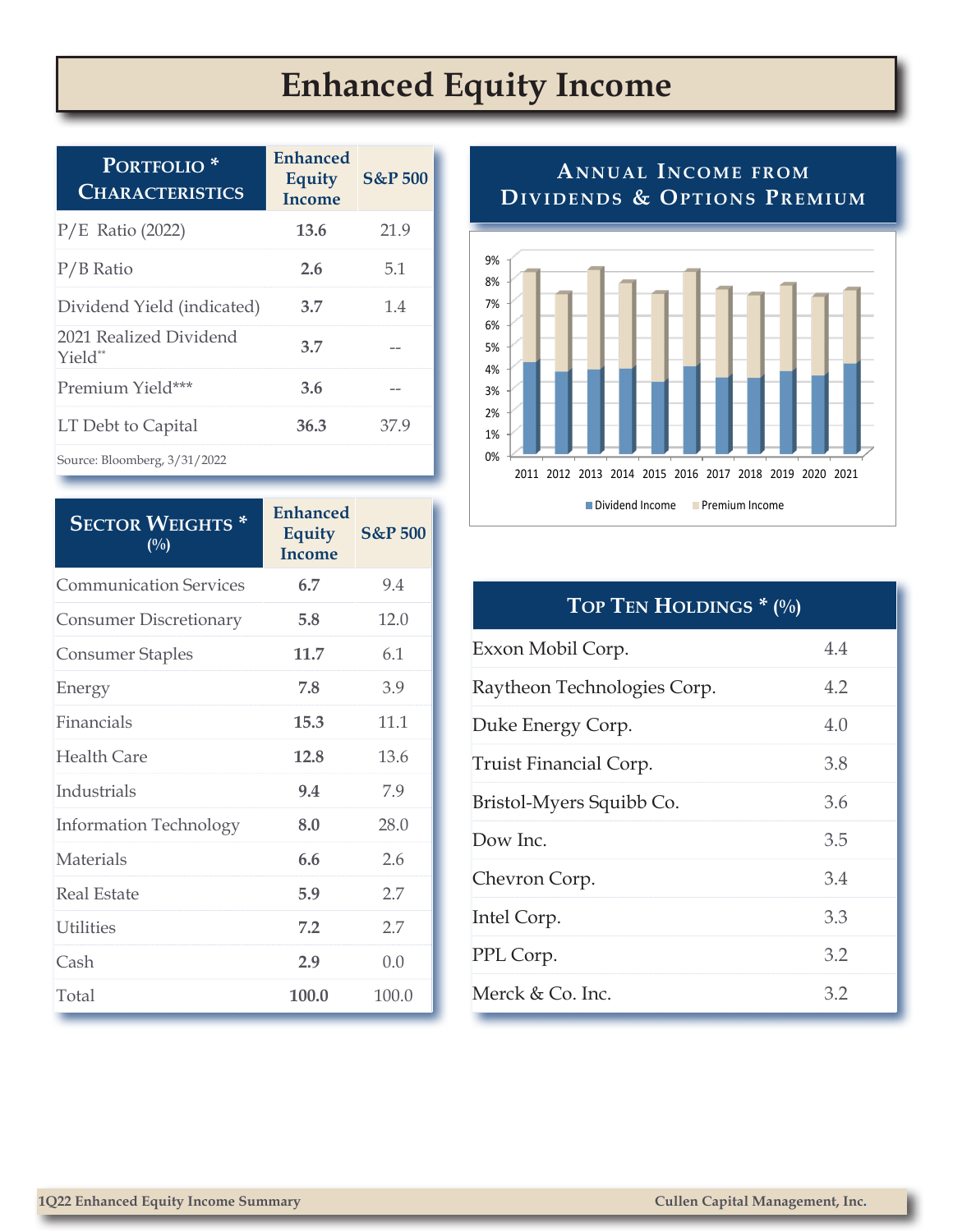# Enhanced Equity Income

| Portfolio * Characteristics | Enhanced Equity Income | S&P 500 |
|---|---|---|
| P/E Ratio (2022) | **13.6** | 21.9 |
| P/B Ratio | **2.6** | 5.1 |
| Dividend Yield (indicated) | **3.7** | 1.4 |
| 2021 Realized Dividend Yield** | **3.7** | -- |
| Premium Yield*** | **3.6** | -- |
| LT Debt to Capital | **36.3** | 37.9 |

Source: Bloomberg, 3/31/2022

| Sector Weights * (%) | Enhanced Equity Income | S&P 500 |
|---|---|---|
| Communication Services | **6.7** | 9.4 |
| Consumer Discretionary | **5.8** | 12.0 |
| Consumer Staples | **11.7** | 6.1 |
| Energy | **7.8** | 3.9 |
| Financials | **15.3** | 11.1 |
| Health Care | **12.8** | 13.6 |
| Industrials | **9.4** | 7.9 |
| Information Technology | **8.0** | 28.0 |
| Materials | **6.6** | 2.6 |
| Real Estate | **5.9** | 2.7 |
| Utilities | **7.2** | 2.7 |
| Cash | **2.9** | 0.0 |
| Total | **100.0** | 100.0 |

## Annual Income from Dividends & Options Premium

Dividend Income / Premium Income, 2011–2021 (0%–9%)

| Top Ten Holdings * (%) | |
|---|---|
| Exxon Mobil Corp. | 4.4 |
| Raytheon Technologies Corp. | 4.2 |
| Duke Energy Corp. | 4.0 |
| Truist Financial Corp. | 3.8 |
| Bristol-Myers Squibb Co. | 3.6 |
| Dow Inc. | 3.5 |
| Chevron Corp. | 3.4 |
| Intel Corp. | 3.3 |
| PPL Corp. | 3.2 |
| Merck & Co. Inc. | 3.2 |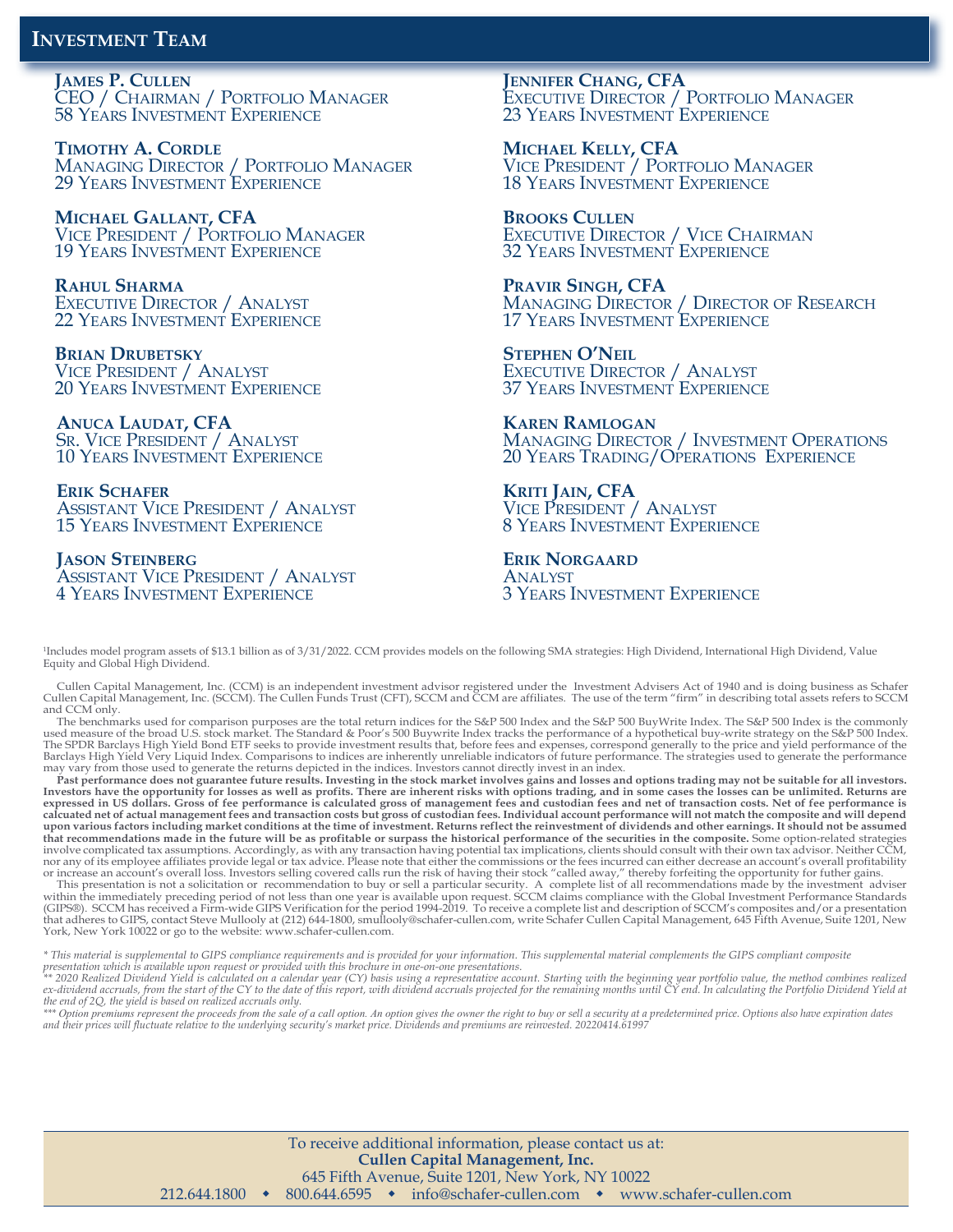## Investment Team

**James P. Cullen**
CEO / Chairman / Portfolio Manager
58 Years Investment Experience

**Timothy A. Cordle**
Managing Director / Portfolio Manager
29 Years Investment Experience

**Michael Gallant, CFA**
Vice President / Portfolio Manager
19 Years Investment Experience

**Rahul Sharma**
Executive Director / Analyst
22 Years Investment Experience

**Brian Drubetsky**
Vice President / Analyst
20 Years Investment Experience

**Anuca Laudat, CFA**
Sr. Vice President / Analyst
10 Years Investment Experience

**Erik Schafer**
Assistant Vice President / Analyst
15 Years Investment Experience

**Jason Steinberg**
Assistant Vice President / Analyst
4 Years Investment Experience

**Jennifer Chang, CFA**
Executive Director / Portfolio Manager
23 Years Investment Experience

**Michael Kelly, CFA**
Vice President / Portfolio Manager
18 Years Investment Experience

**Brooks Cullen**
Executive Director / Vice Chairman
32 Years Investment Experience

**Pravir Singh, CFA**
Managing Director / Director of Research
17 Years Investment Experience

**Stephen O'Neil**
Executive Director / Analyst
37 Years Investment Experience

**Karen Ramlogan**
Managing Director / Investment Operations
20 Years Trading/Operations Experience

**Kriti Jain, CFA**
Vice President / Analyst
8 Years Investment Experience

**Erik Norgaard**
Analyst
3 Years Investment Experience

[1]Includes model program assets of $13.1 billion as of 3/31/2022. CCM provides models on the following SMA strategies: High Dividend, International High Dividend, Value Equity and Global High Dividend.

Cullen Capital Management, Inc. (CCM) is an independent investment advisor registered under the Investment Advisers Act of 1940 and is doing business as Schafer Cullen Capital Management, Inc. (SCCM). The Cullen Funds Trust (CFT), SCCM and CCM are affiliates. The use of the term "firm" in describing total assets refers to SCCM and CCM only.

The benchmarks used for comparison purposes are the total return indices for the S&P 500 Index and the S&P 500 BuyWrite Index. The S&P 500 Index is the commonly used measure of the broad U.S. stock market. The Standard & Poor's 500 Buywrite Index tracks the performance of a hypothetical buy-write strategy on the S&P 500 Index. The SPDR Barclays High Yield Bond ETF seeks to provide investment results that, before fees and expenses, correspond generally to the price and yield performance of the Barclays High Yield Very Liquid Index. Comparisons to indices are inherently unreliable indicators of future performance. The strategies used to generate the performance may vary from those used to generate the returns depicted in the indices. Investors cannot directly invest in an index.

**Past performance does not guarantee future results. Investing in the stock market involves gains and losses and options trading may not be suitable for all investors. Investors have the opportunity for losses as well as profits. There are inherent risks with options trading, and in some cases the losses can be unlimited. Returns are expressed in US dollars. Gross of fee performance is calculated gross of management fees and custodian fees and net of transaction costs. Net of fee performance is calcuated net of actual management fees and transaction costs but gross of custodian fees. Individual account performance will not match the composite and will depend upon various factors including market conditions at the time of investment. Returns reflect the reinvestment of dividends and other earnings. It should not be assumed that recommendations made in the future will be as profitable or surpass the historical performance of the securities in the composite.** Some option-related strategies involve complicated tax assumptions. Accordingly, as with any transaction having potential tax implications, clients should consult with their own tax advisor. Neither CCM, nor any of its employee affiliates provide legal or tax advice. Please note that either the commissions or the fees incurred can either decrease an account's overall profitability or increase an account's overall loss. Investors selling covered calls run the risk of having their stock "called away," thereby forfeiting the opportunity for futher gains.

This presentation is not a solicitation or recommendation to buy or sell a particular security. A complete list of all recommendations made by the investment adviser within the immediately preceding period of not less than one year is available upon request. SCCM claims compliance with the Global Investment Performance Standards (GIPS®). SCCM has received a Firm-wide GIPS Verification for the period 1994-2019. To receive a complete list and description of SCCM's composites and/or a presentation that adheres to GIPS, contact Steve Mullooly at (212) 644-1800, smullooly@schafer-cullen.com, write Schafer Cullen Capital Management, 645 Fifth Avenue, Suite 1201, New York, New York 10022 or go to the website: www.schafer-cullen.com.

*\* This material is supplemental to GIPS compliance requirements and is provided for your information. This supplemental material complements the GIPS compliant composite presentation which is available upon request or provided with this brochure in one-on-one presentations.*
*\*\* 2020 Realized Dividend Yield is calculated on a calendar year (CY) basis using a representative account. Starting with the beginning year portfolio value, the method combines realized ex-dividend accruals, from the start of the CY to the date of this report, with dividend accruals projected for the remaining months until CY end. In calculating the Portfolio Dividend Yield at the end of 2Q, the yield is based on realized accruals only.*
*\*\*\* Option premiums represent the proceeds from the sale of a call option. An option gives the owner the right to buy or sell a security at a predetermined price. Options also have expiration dates and their prices will fluctuate relative to the underlying security's market price. Dividends and premiums are reinvested. 20220414.61997*

To receive additional information, please contact us at:
**Cullen Capital Management, Inc.**
645 Fifth Avenue, Suite 1201, New York, NY 10022
212.644.1800 ◆ 800.644.6595 ◆ info@schafer-cullen.com ◆ www.schafer-cullen.com